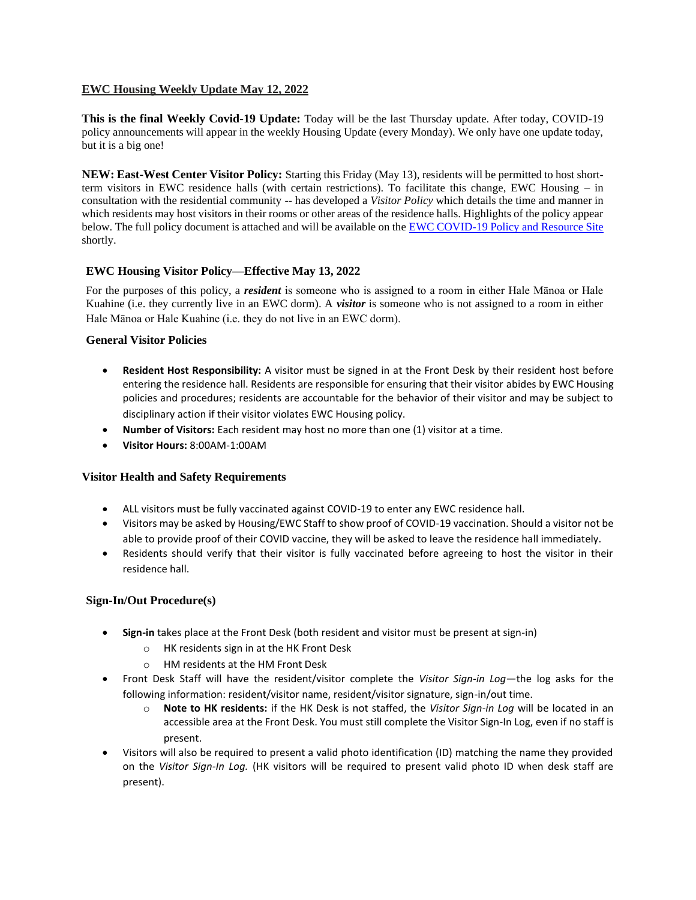## EWC Housing Weekly Update May 12, 2022

**This is the final Weekly Covid-19 Update:** Today will be the last Thursday update. After today, COVID-19 policy announcements will appear in the weekly Housing Update (every Monday). We only have one update today, but it is a big one!

**NEW: East-West Center Visitor Policy:** Starting this Friday (May 13), residents will be permitted to host short-term visitors in EWC residence halls (with certain restrictions). To facilitate this change, EWC Housing – in consultation with the residential community -- has developed a *Visitor Policy* which details the time and manner in which residents may host visitors in their rooms or other areas of the residence halls. Highlights of the policy appear below. The full policy document is attached and will be available on the [EWC COVID-19 Policy and Resource Site]() shortly.

### EWC Housing Visitor Policy—Effective May 13, 2022

For the purposes of this policy, a ***resident*** is someone who is assigned to a room in either Hale Mānoa or Hale Kuahine (i.e. they currently live in an EWC dorm). A ***visitor*** is someone who is not assigned to a room in either Hale Mānoa or Hale Kuahine (i.e. they do not live in an EWC dorm).

### General Visitor Policies

- **Resident Host Responsibility:** A visitor must be signed in at the Front Desk by their resident host before entering the residence hall. Residents are responsible for ensuring that their visitor abides by EWC Housing policies and procedures; residents are accountable for the behavior of their visitor and may be subject to disciplinary action if their visitor violates EWC Housing policy.
- **Number of Visitors:** Each resident may host no more than one (1) visitor at a time.
- **Visitor Hours:** 8:00AM-1:00AM

### Visitor Health and Safety Requirements

- ALL visitors must be fully vaccinated against COVID-19 to enter any EWC residence hall.
- Visitors may be asked by Housing/EWC Staff to show proof of COVID-19 vaccination. Should a visitor not be able to provide proof of their COVID vaccine, they will be asked to leave the residence hall immediately.
- Residents should verify that their visitor is fully vaccinated before agreeing to host the visitor in their residence hall.

### Sign-In/Out Procedure(s)

- **Sign-in** takes place at the Front Desk (both resident and visitor must be present at sign-in)
  - HK residents sign in at the HK Front Desk
  - HM residents at the HM Front Desk
- Front Desk Staff will have the resident/visitor complete the *Visitor Sign-in Log*—the log asks for the following information: resident/visitor name, resident/visitor signature, sign-in/out time.
  - **Note to HK residents:** if the HK Desk is not staffed, the *Visitor Sign-in Log* will be located in an accessible area at the Front Desk. You must still complete the Visitor Sign-In Log, even if no staff is present.
- Visitors will also be required to present a valid photo identification (ID) matching the name they provided on the *Visitor Sign-In Log.* (HK visitors will be required to present valid photo ID when desk staff are present).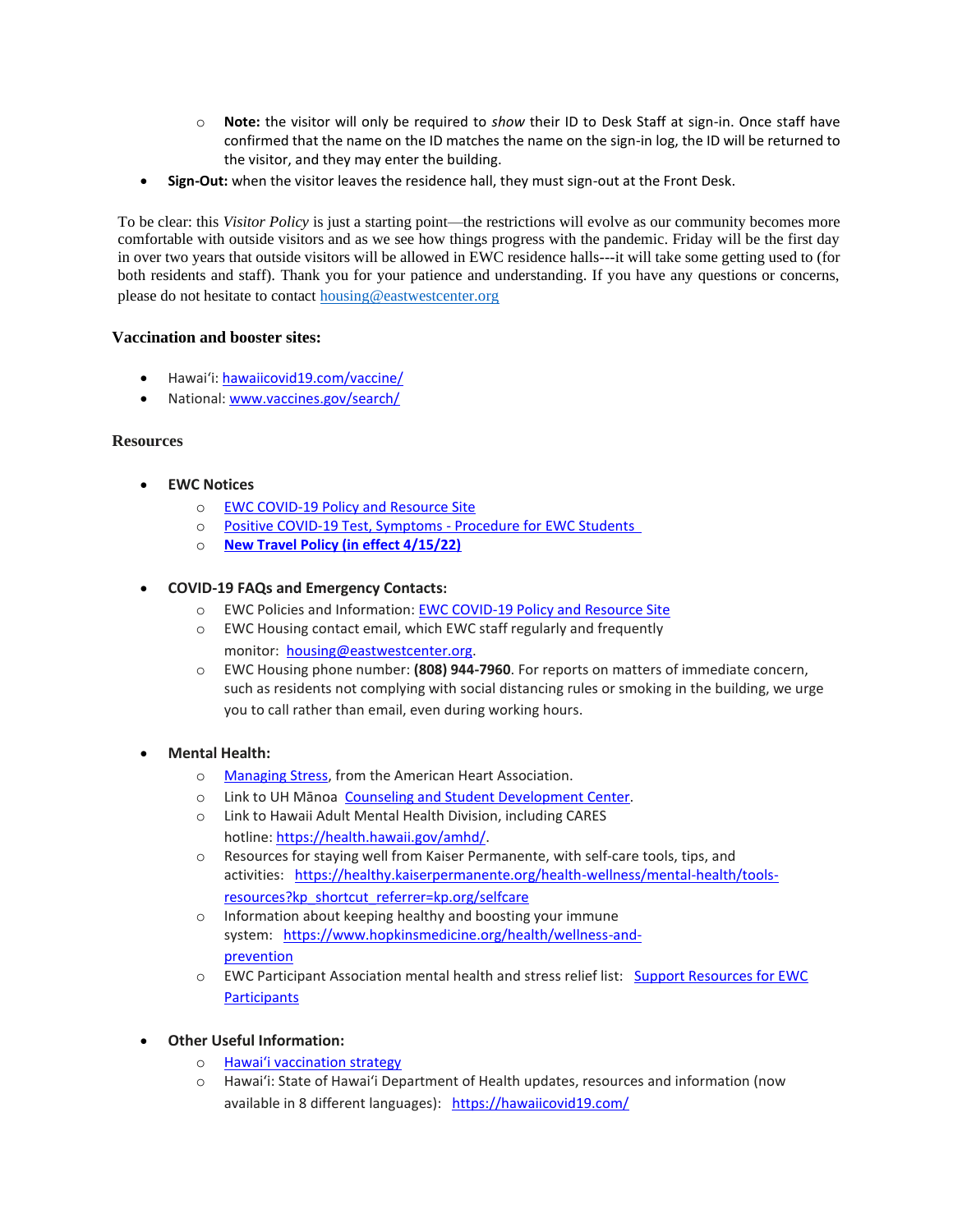- **Note:** the visitor will only be required to *show* their ID to Desk Staff at sign-in. Once staff have confirmed that the name on the ID matches the name on the sign-in log, the ID will be returned to the visitor, and they may enter the building.
- **Sign-Out:** when the visitor leaves the residence hall, they must sign-out at the Front Desk.

To be clear: this *Visitor Policy* is just a starting point—the restrictions will evolve as our community becomes more comfortable with outside visitors and as we see how things progress with the pandemic. Friday will be the first day in over two years that outside visitors will be allowed in EWC residence halls---it will take some getting used to (for both residents and staff). Thank you for your patience and understanding. If you have any questions or concerns, please do not hesitate to contact housing@eastwestcenter.org

### Vaccination and booster sites:

- Hawaiʻi: hawaiicovid19.com/vaccine/
- National: www.vaccines.gov/search/

### Resources

- **EWC Notices**
    - EWC COVID-19 Policy and Resource Site
    - Positive COVID-19 Test, Symptoms - Procedure for EWC Students
    - **New Travel Policy (in effect 4/15/22)**

- **COVID-19 FAQs and Emergency Contacts:**
    - EWC Policies and Information: EWC COVID-19 Policy and Resource Site
    - EWC Housing contact email, which EWC staff regularly and frequently monitor: housing@eastwestcenter.org.
    - EWC Housing phone number: **(808) 944-7960**. For reports on matters of immediate concern, such as residents not complying with social distancing rules or smoking in the building, we urge you to call rather than email, even during working hours.

- **Mental Health:**
    - Managing Stress, from the American Heart Association.
    - Link to UH Mānoa Counseling and Student Development Center.
    - Link to Hawaii Adult Mental Health Division, including CARES hotline: https://health.hawaii.gov/amhd/.
    - Resources for staying well from Kaiser Permanente, with self-care tools, tips, and activities: https://healthy.kaiserpermanente.org/health-wellness/mental-health/tools-resources?kp_shortcut_referrer=kp.org/selfcare
    - Information about keeping healthy and boosting your immune system: https://www.hopkinsmedicine.org/health/wellness-and-prevention
    - EWC Participant Association mental health and stress relief list: Support Resources for EWC Participants

- **Other Useful Information:**
    - Hawaiʻi vaccination strategy
    - Hawaiʻi: State of Hawaiʻi Department of Health updates, resources and information (now available in 8 different languages): https://hawaiicovid19.com/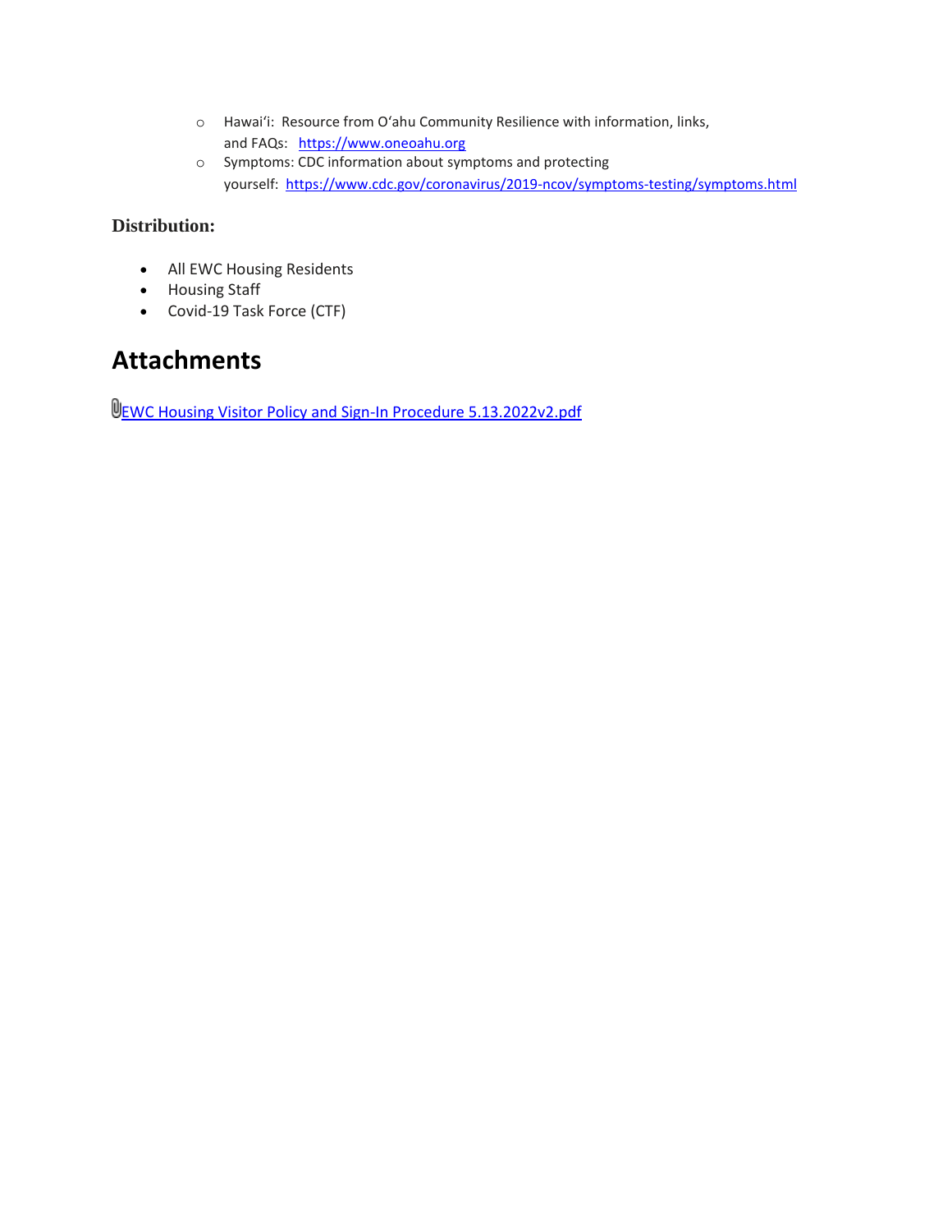- Hawai'i: Resource from O'ahu Community Resilience with information, links, and FAQs: [https://www.oneoahu.org](https://www.oneoahu.org)
- Symptoms: CDC information about symptoms and protecting yourself: [https://www.cdc.gov/coronavirus/2019-ncov/symptoms-testing/symptoms.html](https://www.cdc.gov/coronavirus/2019-ncov/symptoms-testing/symptoms.html)

### Distribution:

- All EWC Housing Residents
- Housing Staff
- Covid-19 Task Force (CTF)

## Attachments

EWC Housing Visitor Policy and Sign-In Procedure 5.13.2022v2.pdf